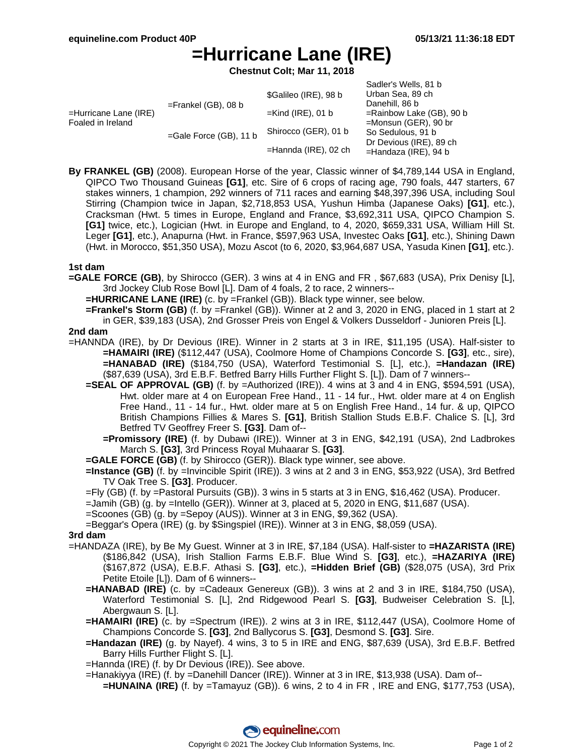# =Hurricane Lane (IRE)

**Chestnut Colt; Mar 11, 2018**

| | | | |
|---|---|---|---|
| =Hurricane Lane (IRE) Foaled in Ireland | =Frankel (GB), 08 b | $Galileo (IRE), 98 b | Sadler's Wells, 81 b |
| | | | Urban Sea, 89 ch |
| | | =Kind (IRE), 01 b | Danehill, 86 b |
| | | | =Rainbow Lake (GB), 90 b |
| | =Gale Force (GB), 11 b | Shirocco (GER), 01 b | =Monsun (GER), 90 br |
| | | | So Sedulous, 91 b |
| | | =Hannda (IRE), 02 ch | Dr Devious (IRE), 89 ch |
| | | | =Handaza (IRE), 94 b |

**By FRANKEL (GB)** (2008). European Horse of the year, Classic winner of $4,789,144 USA in England, QIPCO Two Thousand Guineas **[G1]**, etc. Sire of 6 crops of racing age, 790 foals, 447 starters, 67 stakes winners, 1 champion, 292 winners of 711 races and earning $48,397,396 USA, including Soul Stirring (Champion twice in Japan, $2,718,853 USA, Yushun Himba (Japanese Oaks) **[G1]**, etc.), Cracksman (Hwt. 5 times in Europe, England and France, $3,692,311 USA, QIPCO Champion S. **[G1]** twice, etc.), Logician (Hwt. in Europe and England, to 4, 2020, $659,331 USA, William Hill St. Leger **[G1]**, etc.), Anapurna (Hwt. in France, $597,963 USA, Investec Oaks **[G1]**, etc.), Shining Dawn (Hwt. in Morocco, $51,350 USA), Mozu Ascot (to 6, 2020, $3,964,687 USA, Yasuda Kinen **[G1]**, etc.).

### 1st dam

**=GALE FORCE (GB)**, by Shirocco (GER). 3 wins at 4 in ENG and FR , $67,683 (USA), Prix Denisy [L], 3rd Jockey Club Rose Bowl [L]. Dam of 4 foals, 2 to race, 2 winners--

- **=HURRICANE LANE (IRE)** (c. by =Frankel (GB)). Black type winner, see below.
- **=Frankel's Storm (GB)** (f. by =Frankel (GB)). Winner at 2 and 3, 2020 in ENG, placed in 1 start at 2 in GER, $39,183 (USA), 2nd Grosser Preis von Engel & Volkers Dusseldorf - Junioren Preis [L].

### 2nd dam

=HANNDA (IRE), by Dr Devious (IRE). Winner in 2 starts at 3 in IRE, $11,195 (USA). Half-sister to **=HAMAIRI (IRE)** ($112,447 (USA), Coolmore Home of Champions Concorde S. **[G3]**, etc., sire), **=HANABAD (IRE)** ($184,750 (USA), Waterford Testimonial S. [L], etc.), **=Handazan (IRE)** ($87,639 (USA), 3rd E.B.F. Betfred Barry Hills Further Flight S. [L]). Dam of 7 winners--

- **=SEAL OF APPROVAL (GB)** (f. by =Authorized (IRE)). 4 wins at 3 and 4 in ENG, $594,591 (USA), Hwt. older mare at 4 on European Free Hand., 11 - 14 fur., Hwt. older mare at 4 on English Free Hand., 11 - 14 fur., Hwt. older mare at 5 on English Free Hand., 14 fur. & up, QIPCO British Champions Fillies & Mares S. **[G1]**, British Stallion Studs E.B.F. Chalice S. [L], 3rd Betfred TV Geoffrey Freer S. **[G3]**. Dam of--
  - **=Promissory (IRE)** (f. by Dubawi (IRE)). Winner at 3 in ENG, $42,191 (USA), 2nd Ladbrokes March S. **[G3]**, 3rd Princess Royal Muhaarar S. **[G3]**.
- **=GALE FORCE (GB)** (f. by Shirocco (GER)). Black type winner, see above.
- **=Instance (GB)** (f. by =Invincible Spirit (IRE)). 3 wins at 2 and 3 in ENG, $53,922 (USA), 3rd Betfred TV Oak Tree S. **[G3]**. Producer.
- =Fly (GB) (f. by =Pastoral Pursuits (GB)). 3 wins in 5 starts at 3 in ENG, $16,462 (USA). Producer.
- =Jamih (GB) (g. by =Intello (GER)). Winner at 3, placed at 5, 2020 in ENG, $11,687 (USA).
- =Scoones (GB) (g. by =Sepoy (AUS)). Winner at 3 in ENG, $9,362 (USA).
- =Beggar's Opera (IRE) (g. by $Singspiel (IRE)). Winner at 3 in ENG, $8,059 (USA).

### 3rd dam

=HANDAZA (IRE), by Be My Guest. Winner at 3 in IRE, $7,184 (USA). Half-sister to **=HAZARISTA (IRE)** ($186,842 (USA), Irish Stallion Farms E.B.F. Blue Wind S. **[G3]**, etc.), **=HAZARIYA (IRE)** ($167,872 (USA), E.B.F. Athasi S. **[G3]**, etc.), **=Hidden Brief (GB)** ($28,075 (USA), 3rd Prix Petite Etoile [L]). Dam of 6 winners--

- **=HANABAD (IRE)** (c. by =Cadeaux Genereux (GB)). 3 wins at 2 and 3 in IRE, $184,750 (USA), Waterford Testimonial S. [L], 2nd Ridgewood Pearl S. **[G3]**, Budweiser Celebration S. [L], Abergwaun S. [L].
- **=HAMAIRI (IRE)** (c. by =Spectrum (IRE)). 2 wins at 3 in IRE, $112,447 (USA), Coolmore Home of Champions Concorde S. **[G3]**, 2nd Ballycorus S. **[G3]**, Desmond S. **[G3]**. Sire.
- **=Handazan (IRE)** (g. by Nayef). 4 wins, 3 to 5 in IRE and ENG, $87,639 (USA), 3rd E.B.F. Betfred Barry Hills Further Flight S. [L].
- =Hannda (IRE) (f. by Dr Devious (IRE)). See above.
- =Hanakiyya (IRE) (f. by =Danehill Dancer (IRE)). Winner at 3 in IRE, $13,938 (USA). Dam of--
  - **=HUNAINA (IRE)** (f. by =Tamayuz (GB)). 6 wins, 2 to 4 in FR , IRE and ENG, $177,753 (USA),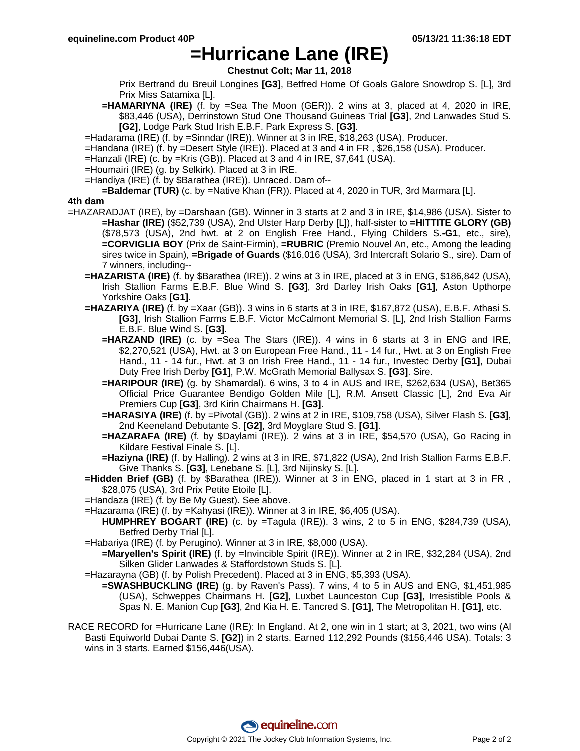# =Hurricane Lane (IRE)

**Chestnut Colt; Mar 11, 2018**

Prix Bertrand du Breuil Longines **[G3]**, Betfred Home Of Goals Galore Snowdrop S. [L], 3rd Prix Miss Satamixa [L].

**=HAMARIYNA (IRE)** (f. by =Sea The Moon (GER)). 2 wins at 3, placed at 4, 2020 in IRE, $83,446 (USA), Derrinstown Stud One Thousand Guineas Trial **[G3]**, 2nd Lanwades Stud S. **[G2]**, Lodge Park Stud Irish E.B.F. Park Express S. **[G3]**.

=Hadarama (IRE) (f. by =Sinndar (IRE)). Winner at 3 in IRE, $18,263 (USA). Producer.

=Handana (IRE) (f. by =Desert Style (IRE)). Placed at 3 and 4 in FR , $26,158 (USA). Producer.

=Hanzali (IRE) (c. by =Kris (GB)). Placed at 3 and 4 in IRE, $7,641 (USA).

=Houmairi (IRE) (g. by Selkirk). Placed at 3 in IRE.

=Handiya (IRE) (f. by $Barathea (IRE)). Unraced. Dam of--

**=Baldemar (TUR)** (c. by =Native Khan (FR)). Placed at 4, 2020 in TUR, 3rd Marmara [L].

**4th dam**

=HAZARADJAT (IRE), by =Darshaan (GB). Winner in 3 starts at 2 and 3 in IRE, $14,986 (USA). Sister to **=Hashar (IRE)** ($52,739 (USA), 2nd Ulster Harp Derby [L]), half-sister to **=HITTITE GLORY (GB)** ($78,573 (USA), 2nd hwt. at 2 on English Free Hand., Flying Childers S.**-G1**, etc., sire), **=CORVIGLIA BOY** (Prix de Saint-Firmin), **=RUBRIC** (Premio Nouvel An, etc., Among the leading sires twice in Spain), **=Brigade of Guards** ($16,016 (USA), 3rd Intercraft Solario S., sire). Dam of 7 winners, including--

**=HAZARISTA (IRE)** (f. by $Barathea (IRE)). 2 wins at 3 in IRE, placed at 3 in ENG, $186,842 (USA), Irish Stallion Farms E.B.F. Blue Wind S. **[G3]**, 3rd Darley Irish Oaks **[G1]**, Aston Upthorpe Yorkshire Oaks **[G1]**.

**=HAZARIYA (IRE)** (f. by =Xaar (GB)). 3 wins in 6 starts at 3 in IRE, $167,872 (USA), E.B.F. Athasi S. **[G3]**, Irish Stallion Farms E.B.F. Victor McCalmont Memorial S. [L], 2nd Irish Stallion Farms E.B.F. Blue Wind S. **[G3]**.

**=HARZAND (IRE)** (c. by =Sea The Stars (IRE)). 4 wins in 6 starts at 3 in ENG and IRE, $2,270,521 (USA), Hwt. at 3 on European Free Hand., 11 - 14 fur., Hwt. at 3 on English Free Hand., 11 - 14 fur., Hwt. at 3 on Irish Free Hand., 11 - 14 fur., Investec Derby **[G1]**, Dubai Duty Free Irish Derby **[G1]**, P.W. McGrath Memorial Ballysax S. **[G3]**. Sire.

**=HARIPOUR (IRE)** (g. by Shamardal). 6 wins, 3 to 4 in AUS and IRE, $262,634 (USA), Bet365 Official Price Guarantee Bendigo Golden Mile [L], R.M. Ansett Classic [L], 2nd Eva Air Premiers Cup **[G3]**, 3rd Kirin Chairmans H. **[G3]**.

**=HARASIYA (IRE)** (f. by =Pivotal (GB)). 2 wins at 2 in IRE, $109,758 (USA), Silver Flash S. **[G3]**, 2nd Keeneland Debutante S. **[G2]**, 3rd Moyglare Stud S. **[G1]**.

**=HAZARAFA (IRE)** (f. by $Daylami (IRE)). 2 wins at 3 in IRE, $54,570 (USA), Go Racing in Kildare Festival Finale S. [L].

**=Haziyna (IRE)** (f. by Halling). 2 wins at 3 in IRE, $71,822 (USA), 2nd Irish Stallion Farms E.B.F. Give Thanks S. **[G3]**, Lenebane S. [L], 3rd Nijinsky S. [L].

**=Hidden Brief (GB)** (f. by $Barathea (IRE)). Winner at 3 in ENG, placed in 1 start at 3 in FR , $28,075 (USA), 3rd Prix Petite Etoile [L].

=Handaza (IRE) (f. by Be My Guest). See above.

=Hazarama (IRE) (f. by =Kahyasi (IRE)). Winner at 3 in IRE, $6,405 (USA).

**HUMPHREY BOGART (IRE)** (c. by =Tagula (IRE)). 3 wins, 2 to 5 in ENG, $284,739 (USA), Betfred Derby Trial [L].

=Habariya (IRE) (f. by Perugino). Winner at 3 in IRE, $8,000 (USA).

**=Maryellen's Spirit (IRE)** (f. by =Invincible Spirit (IRE)). Winner at 2 in IRE, $32,284 (USA), 2nd Silken Glider Lanwades & Staffordstown Studs S. [L].

=Hazarayna (GB) (f. by Polish Precedent). Placed at 3 in ENG, $5,393 (USA).

**=SWASHBUCKLING (IRE)** (g. by Raven's Pass). 7 wins, 4 to 5 in AUS and ENG, $1,451,985 (USA), Schweppes Chairmans H. **[G2]**, Luxbet Launceston Cup **[G3]**, Irresistible Pools & Spas N. E. Manion Cup **[G3]**, 2nd Kia H. E. Tancred S. **[G1]**, The Metropolitan H. **[G1]**, etc.

RACE RECORD for =Hurricane Lane (IRE): In England. At 2, one win in 1 start; at 3, 2021, two wins (Al Basti Equiworld Dubai Dante S. **[G2]**) in 2 starts. Earned 112,292 Pounds ($156,446 USA). Totals: 3 wins in 3 starts. Earned $156,446(USA).